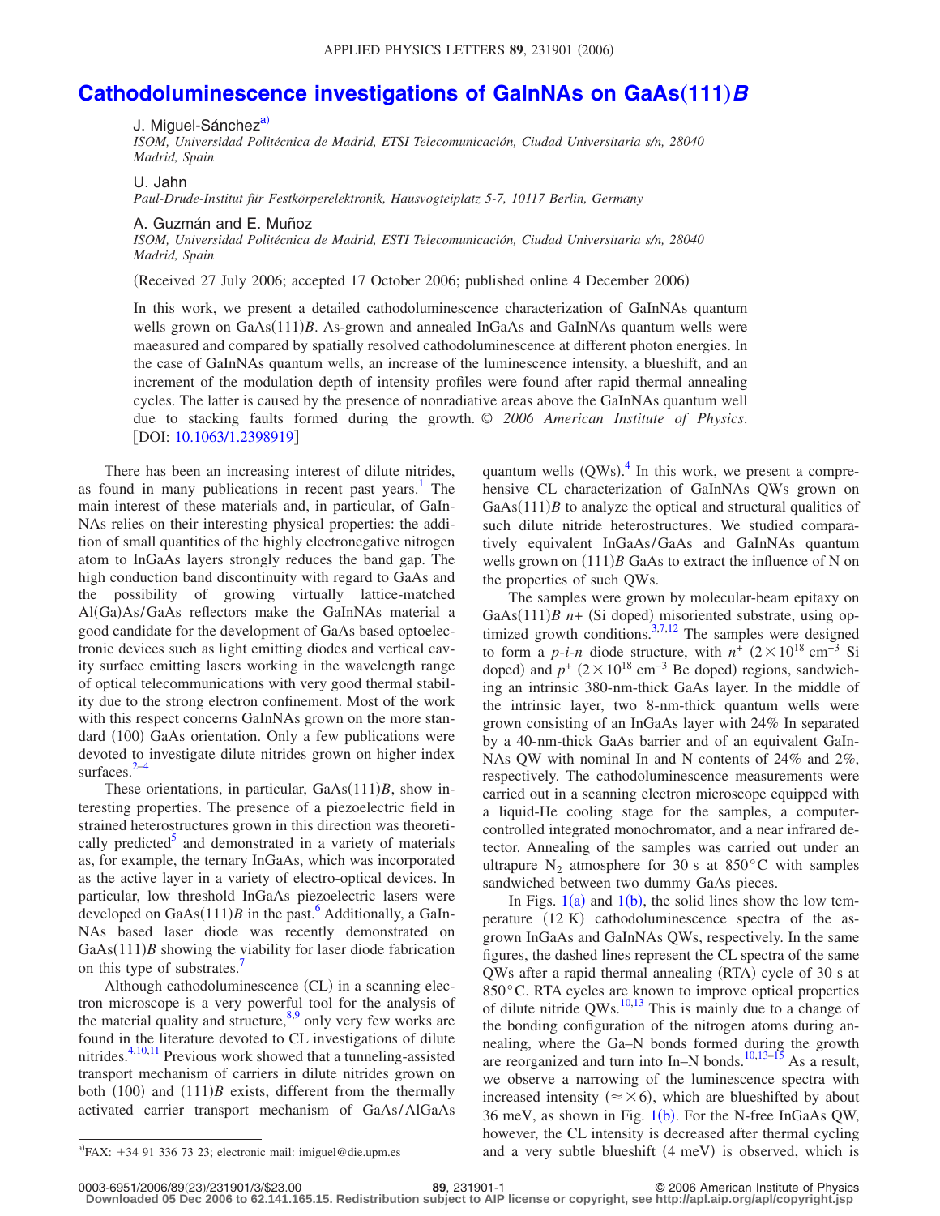# Cathodoluminescence investigations of GaInNAs on GaAs(111)*B*

J. Miguel-Sánchez[a)]
*ISOM, Universidad Politécnica de Madrid, ETSI Telecomunicación, Ciudad Universitaria s/n, 28040 Madrid, Spain*

U. Jahn
*Paul-Drude-Institut für Festkörperelektronik, Hausvogteiplatz 5-7, 10117 Berlin, Germany*

A. Guzmán and E. Muñoz
*ISOM, Universidad Politécnica de Madrid, ESTI Telecomunicación, Ciudad Universitaria s/n, 28040 Madrid, Spain*

(Received 27 July 2006; accepted 17 October 2006; published online 4 December 2006)

In this work, we present a detailed cathodoluminescence characterization of GaInNAs quantum wells grown on GaAs(111)*B*. As-grown and annealed InGaAs and GaInNAs quantum wells were maeasured and compared by spatially resolved cathodoluminescence at different photon energies. In the case of GaInNAs quantum wells, an increase of the luminescence intensity, a blueshift, and an increment of the modulation depth of intensity profiles were found after rapid thermal annealing cycles. The latter is caused by the presence of nonradiative areas above the GaInNAs quantum well due to stacking faults formed during the growth. © *2006 American Institute of Physics*. [DOI: 10.1063/1.2398919]

There has been an increasing interest of dilute nitrides, as found in many publications in recent past years.[1] The main interest of these materials and, in particular, of GaInNAs relies on their interesting physical properties: the addition of small quantities of the highly electronegative nitrogen atom to InGaAs layers strongly reduces the band gap. The high conduction band discontinuity with regard to GaAs and the possibility of growing virtually lattice-matched Al(Ga)As/GaAs reflectors make the GaInNAs material a good candidate for the development of GaAs based optoelectronic devices such as light emitting diodes and vertical cavity surface emitting lasers working in the wavelength range of optical telecommunications with very good thermal stability due to the strong electron confinement. Most of the work with this respect concerns GaInNAs grown on the more standard (100) GaAs orientation. Only a few publications were devoted to investigate dilute nitrides grown on higher index surfaces.[2–4]

These orientations, in particular, GaAs(111)*B*, show interesting properties. The presence of a piezoelectric field in strained heterostructures grown in this direction was theoretically predicted[5] and demonstrated in a variety of materials as, for example, the ternary InGaAs, which was incorporated as the active layer in a variety of electro-optical devices. In particular, low threshold InGaAs piezoelectric lasers were developed on GaAs(111)*B* in the past.[6] Additionally, a GaInNAs based laser diode was recently demonstrated on GaAs(111)*B* showing the viability for laser diode fabrication on this type of substrates.[7]

Although cathodoluminescence (CL) in a scanning electron microscope is a very powerful tool for the analysis of the material quality and structure,[8,9] only very few works are found in the literature devoted to CL investigations of dilute nitrides.[4,10,11] Previous work showed that a tunneling-assisted transport mechanism of carriers in dilute nitrides grown on both (100) and (111)*B* exists, different from the thermally activated carrier transport mechanism of GaAs/AlGaAs quantum wells (QWs).[4] In this work, we present a comprehensive CL characterization of GaInNAs QWs grown on GaAs(111)*B* to analyze the optical and structural qualities of such dilute nitride heterostructures. We studied comparatively equivalent InGaAs/GaAs and GaInNAs quantum wells grown on (111)*B* GaAs to extract the influence of N on the properties of such QWs.

The samples were grown by molecular-beam epitaxy on GaAs(111)*B* *n*+ (Si doped) misoriented substrate, using optimized growth conditions.[3,7,12] The samples were designed to form a *p-i-n* diode structure, with $n^+$ ($2\times10^{18}$ cm$^{-3}$ Si doped) and $p^+$ ($2\times10^{18}$ cm$^{-3}$ Be doped) regions, sandwiching an intrinsic 380-nm-thick GaAs layer. In the middle of the intrinsic layer, two 8-nm-thick quantum wells were grown consisting of an InGaAs layer with 24% In separated by a 40-nm-thick GaAs barrier and of an equivalent GaInNAs QW with nominal In and N contents of 24% and 2%, respectively. The cathodoluminescence measurements were carried out in a scanning electron microscope equipped with a liquid-He cooling stage for the samples, a computer-controlled integrated monochromator, and a near infrared detector. Annealing of the samples was carried out under an ultrapure $N_2$ atmosphere for 30 s at 850 °C with samples sandwiched between two dummy GaAs pieces.

In Figs. 1(a) and 1(b), the solid lines show the low temperature (12 K) cathodoluminescence spectra of the as-grown InGaAs and GaInNAs QWs, respectively. In the same figures, the dashed lines represent the CL spectra of the same QWs after a rapid thermal annealing (RTA) cycle of 30 s at 850 °C. RTA cycles are known to improve optical properties of dilute nitride QWs.[10,13] This is mainly due to a change of the bonding configuration of the nitrogen atoms during annealing, where the Ga–N bonds formed during the growth are reorganized and turn into In–N bonds.[10,13–15] As a result, we observe a narrowing of the luminescence spectra with increased intensity ($\approx\times6$), which are blueshifted by about 36 meV, as shown in Fig. 1(b). For the N-free InGaAs QW, however, the CL intensity is decreased after thermal cycling and a very subtle blueshift (4 meV) is observed, which is

[a)]FAX: +34 91 336 73 23; electronic mail: imiguel@die.upm.es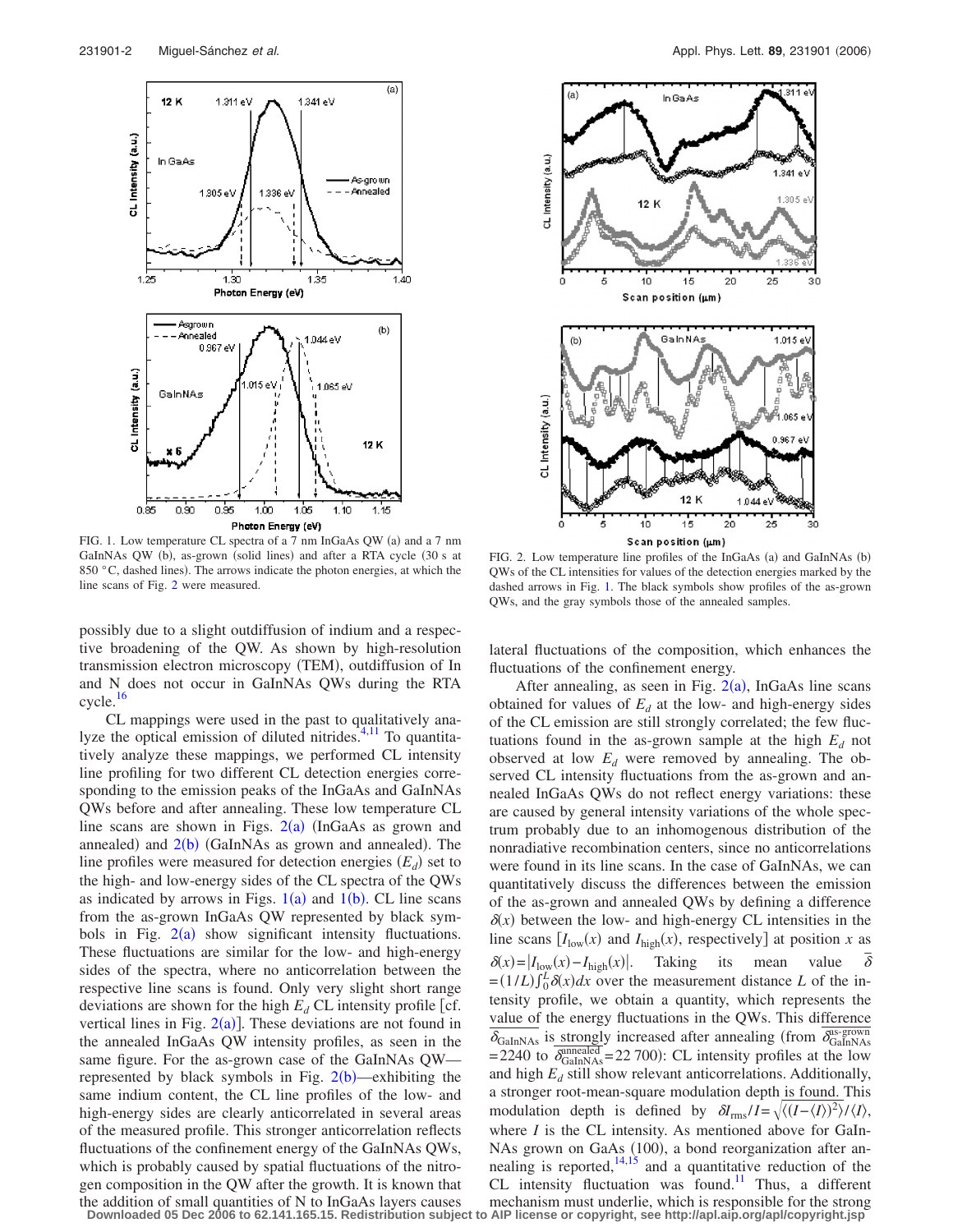FIG. 1. Low temperature CL spectra of a 7 nm InGaAs QW (a) and a 7 nm GaInNAs QW (b), as-grown (solid lines) and after a RTA cycle (30 s at 850 °C, dashed lines). The arrows indicate the photon energies, at which the line scans of Fig. 2 were measured.

FIG. 2. Low temperature line profiles of the InGaAs (a) and GaInNAs (b) QWs of the CL intensities for values of the detection energies marked by the dashed arrows in Fig. 1. The black symbols show profiles of the as-grown QWs, and the gray symbols those of the annealed samples.

possibly due to a slight outdiffusion of indium and a respective broadening of the QW. As shown by high-resolution transmission electron microscopy (TEM), outdiffusion of In and N does not occur in GaInNAs QWs during the RTA cycle.[16]

CL mappings were used in the past to qualitatively analyze the optical emission of diluted nitrides.[4,11] To quantitatively analyze these mappings, we performed CL intensity line profiling for two different CL detection energies corresponding to the emission peaks of the InGaAs and GaInNAs QWs before and after annealing. These low temperature CL line scans are shown in Figs. 2(a) (InGaAs as grown and annealed) and 2(b) (GaInNAs as grown and annealed). The line profiles were measured for detection energies ($E_d$) set to the high- and low-energy sides of the CL spectra of the QWs as indicated by arrows in Figs. 1(a) and 1(b). CL line scans from the as-grown InGaAs QW represented by black symbols in Fig. 2(a) show significant intensity fluctuations. These fluctuations are similar for the low- and high-energy sides of the spectra, where no anticorrelation between the respective line scans is found. Only very slight short range deviations are shown for the high $E_d$ CL intensity profile [cf. vertical lines in Fig. 2(a)]. These deviations are not found in the annealed InGaAs QW intensity profiles, as seen in the same figure. For the as-grown case of the GaInNAs QW—represented by black symbols in Fig. 2(b)—exhibiting the same indium content, the CL line profiles of the low- and high-energy sides are clearly anticorrelated in several areas of the measured profile. This stronger anticorrelation reflects fluctuations of the confinement energy of the GaInNAs QWs, which is probably caused by spatial fluctuations of the nitrogen composition in the QW after the growth. It is known that the addition of small quantities of N to InGaAs layers causes lateral fluctuations of the composition, which enhances the fluctuations of the confinement energy.

After annealing, as seen in Fig. 2(a), InGaAs line scans obtained for values of $E_d$ at the low- and high-energy sides of the CL emission are still strongly correlated; the few fluctuations found in the as-grown sample at the high $E_d$ not observed at low $E_d$ were removed by annealing. The observed CL intensity fluctuations from the as-grown and annealed InGaAs QWs do not reflect energy variations: these are caused by general intensity variations of the whole spectrum probably due to an inhomogenous distribution of the nonradiative recombination centers, since no anticorrelations were found in its line scans. In the case of GaInNAs, we can quantitatively discuss the differences between the emission of the as-grown and annealed QWs by defining a difference $\delta(x)$ between the low- and high-energy CL intensities in the line scans [$I_{\mathrm{low}}(x)$ and $I_{\mathrm{high}}(x)$, respectively] at position $x$ as $\delta(x)=|I_{\mathrm{low}}(x)-I_{\mathrm{high}}(x)|$. Taking its mean value $\overline{\delta}=(1/L)\int_0^L\delta(x)dx$ over the measurement distance $L$ of the intensity profile, we obtain a quantity, which represents the value of the energy fluctuations in the QWs. This difference $\overline{\delta}_{\mathrm{GaInNAs}}$ is strongly increased after annealing (from $\overline{\delta}_{\mathrm{GaInNAs}}^{\text{as-grown}}=2240$ to $\overline{\delta}_{\mathrm{GaInNAs}}^{\text{annealed}}=22\,700$): CL intensity profiles at the low and high $E_d$ still show relevant anticorrelations. Additionally, a stronger root-mean-square modulation depth is found. This modulation depth is defined by $\delta I_{\mathrm{rms}}/I=\sqrt{\langle(I-\langle I\rangle)^2\rangle}/\langle I\rangle$, where $I$ is the CL intensity. As mentioned above for GaInNAs grown on GaAs (100), a bond reorganization after annealing is reported,[14,15] and a quantitative reduction of the CL intensity fluctuation was found.[11] Thus, a different mechanism must underlie, which is responsible for the strong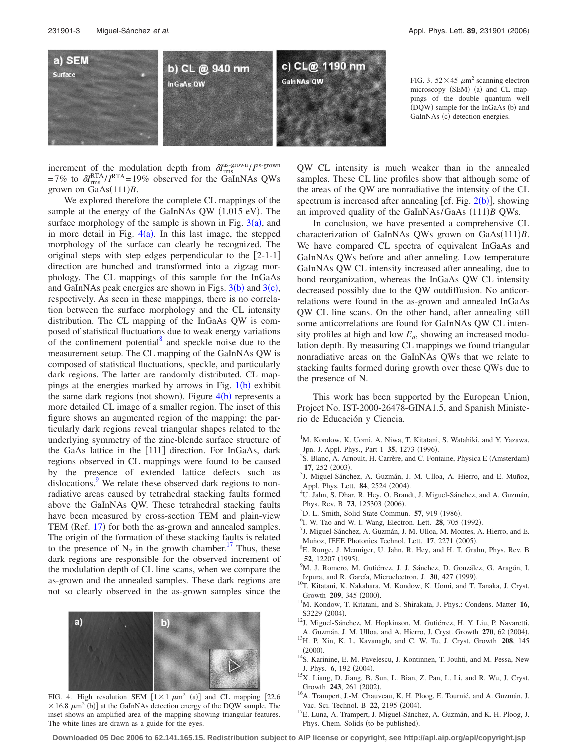FIG. 3. $52 \times 45\ \mu m^2$ scanning electron microscopy (SEM) (a) and CL mappings of the double quantum well (DQW) sample for the InGaAs (b) and GaInNAs (c) detection energies.

increment of the modulation depth from $\delta I_{rms}^{as\text{-}grown}/I^{as\text{-}grown} = 7\%$ to $\delta I_{rms}^{RTA}/I^{RTA} = 19\%$ observed for the GaInNAs QWs grown on GaAs(111)*B*.

We explored therefore the complete CL mappings of the sample at the energy of the GaInNAs QW (1.015 eV). The surface morphology of the sample is shown in Fig. 3(a), and in more detail in Fig. 4(a). In this last image, the stepped morphology of the surface can clearly be recognized. The original steps with step edges perpendicular to the [2-1-1] direction are bunched and transformed into a zigzag morphology. The CL mappings of this sample for the InGaAs and GaInNAs peak energies are shown in Figs. 3(b) and 3(c), respectively. As seen in these mappings, there is no correlation between the surface morphology and the CL intensity distribution. The CL mapping of the InGaAs QW is composed of statistical fluctuations due to weak energy variations of the confinement potential[8] and speckle noise due to the measurement setup. The CL mapping of the GaInNAs QW is composed of statistical fluctuations, speckle, and particularly dark regions. The latter are randomly distributed. CL mappings at the energies marked by arrows in Fig. 1(b) exhibit the same dark regions (not shown). Figure 4(b) represents a more detailed CL image of a smaller region. The inset of this figure shows an augmented region of the mapping: the particularly dark regions reveal triangular shapes related to the underlying symmetry of the zinc-blende surface structure of the GaAs lattice in the [111] direction. For InGaAs, dark regions observed in CL mappings were found to be caused by the presence of extended lattice defects such as dislocations.[9] We relate these observed dark regions to nonradiative areas caused by tetrahedral stacking faults formed above the GaInNAs QW. These tetrahedral stacking faults have been measured by cross-section TEM and plain-view TEM (Ref. 17) for both the as-grown and annealed samples. The origin of the formation of these stacking faults is related to the presence of $N_2$ in the growth chamber.[17] Thus, these dark regions are responsible for the observed increment of the modulation depth of CL line scans, when we compare the as-grown and the annealed samples. These dark regions are not so clearly observed in the as-grown samples since the QW CL intensity is much weaker than in the annealed samples. These CL line profiles show that although some of the areas of the QW are nonradiative the intensity of the CL spectrum is increased after annealing [cf. Fig. 2(b)], showing an improved quality of the GaInNAs/GaAs (111)*B* QWs.

FIG. 4. High resolution SEM [$1 \times 1\ \mu m^2$ (a)] and CL mapping [$22.6 \times 16.8\ \mu m^2$ (b)] at the GaInNAs detection energy of the DQW sample. The inset shows an amplified area of the mapping showing triangular features. The white lines are drawn as a guide for the eyes.

In conclusion, we have presented a comprehensive CL characterization of GaInNAs QWs grown on GaAs(111)*B*. We have compared CL spectra of equivalent InGaAs and GaInNAs QWs before and after anneling. Low temperature GaInNAs QW CL intensity increased after annealing, due to bond reorganization, whereas the InGaAs QW CL intensity decreased possibly due to the QW outdiffusion. No anticorrelations were found in the as-grown and annealed InGaAs QW CL line scans. On the other hand, after annealing still some anticorrelations are found for GaInNAs QW CL intensity profiles at high and low $E_d$, showing an increased modulation depth. By measuring CL mappings we found triangular nonradiative areas on the GaInNAs QWs that we relate to stacking faults formed during growth over these QWs due to the presence of N.

This work has been supported by the European Union, Project No. IST-2000-26478-GINA1.5, and Spanish Ministerio de Educación y Ciencia.

[1] M. Kondow, K. Uomi, A. Niwa, T. Kitatani, S. Watahiki, and Y. Yazawa, Jpn. J. Appl. Phys., Part 1 **35**, 1273 (1996).
[2] S. Blanc, A. Arnoult, H. Carrère, and C. Fontaine, Physica E (Amsterdam) **17**, 252 (2003).
[3] J. Miguel-Sánchez, A. Guzmán, J. M. Ulloa, A. Hierro, and E. Muñoz, Appl. Phys. Lett. **84**, 2524 (2004).
[4] U. Jahn, S. Dhar, R. Hey, O. Brandt, J. Miguel-Sánchez, and A. Guzmán, Phys. Rev. B **73**, 125303 (2006).
[5] D. L. Smith, Solid State Commun. **57**, 919 (1986).
[6] I. W. Tao and W. I. Wang, Electron. Lett. **28**, 705 (1992).
[7] J. Miguel-Sánchez, A. Guzmán, J. M. Ulloa, M. Montes, A. Hierro, and E. Muñoz, IEEE Photonics Technol. Lett. **17**, 2271 (2005).
[8] E. Runge, J. Menniger, U. Jahn, R. Hey, and H. T. Grahn, Phys. Rev. B **52**, 12207 (1995).
[9] M. J. Romero, M. Gutiérrez, J. J. Sánchez, D. González, G. Aragón, I. Izpura, and R. García, Microelectron. J. **30**, 427 (1999).
[10] T. Kitatani, K. Nakahara, M. Kondow, K. Uomi, and T. Tanaka, J. Cryst. Growth **209**, 345 (2000).
[11] M. Kondow, T. Kitatani, and S. Shirakata, J. Phys.: Condens. Matter **16**, S3229 (2004).
[12] J. Miguel-Sánchez, M. Hopkinson, M. Gutiérrez, H. Y. Liu, P. Navaretti, A. Guzmán, J. M. Ulloa, and A. Hierro, J. Cryst. Growth **270**, 62 (2004).
[13] H. P. Xin, K. L. Kavanagh, and C. W. Tu, J. Cryst. Growth **208**, 145 (2000).
[14] S. Karinine, E. M. Pavelescu, J. Kontinnen, T. Jouhti, and M. Pessa, New J. Phys. **6**, 192 (2004).
[15] X. Liang, D. Jiang, B. Sun, L. Bian, Z. Pan, L. Li, and R. Wu, J. Cryst. Growth **243**, 261 (2002).
[16] A. Trampert, J.-M. Chauveau, K. H. Ploog, E. Tournié, and A. Guzmán, J. Vac. Sci. Technol. B **22**, 2195 (2004).
[17] E. Luna, A. Trampert, J. Miguel-Sánchez, A. Guzmán, and K. H. Ploog, J. Phys. Chem. Solids (to be published).